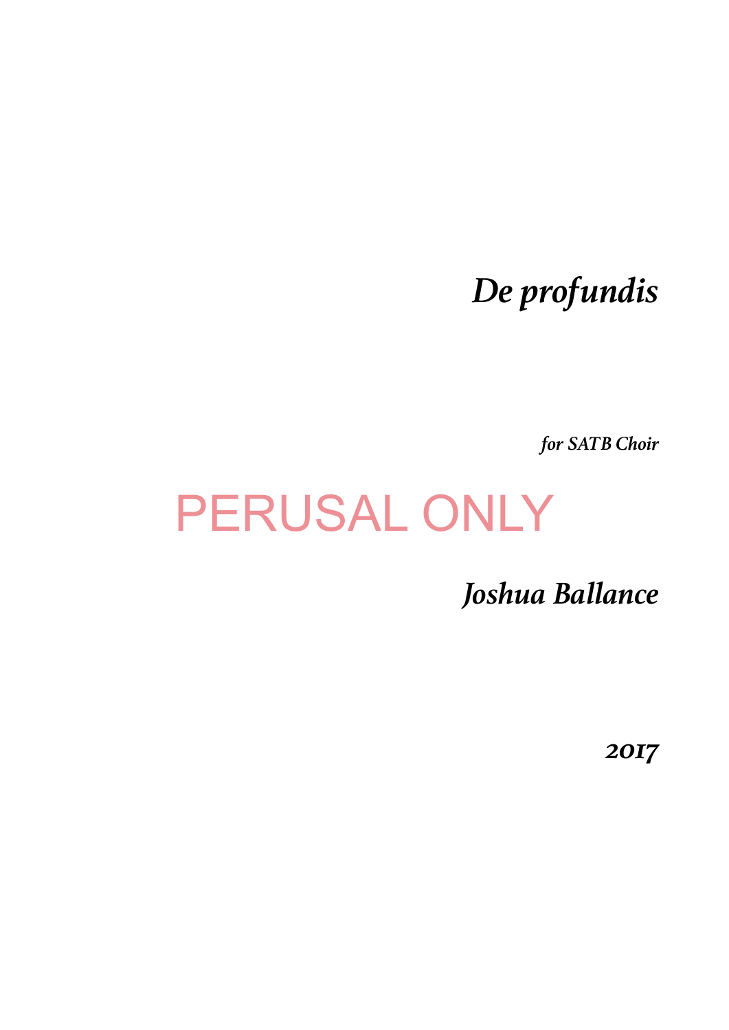# *De profundis*

*for SATB Choir*

PERUSAL ONLY

## *Joshua Ballance*

*2017*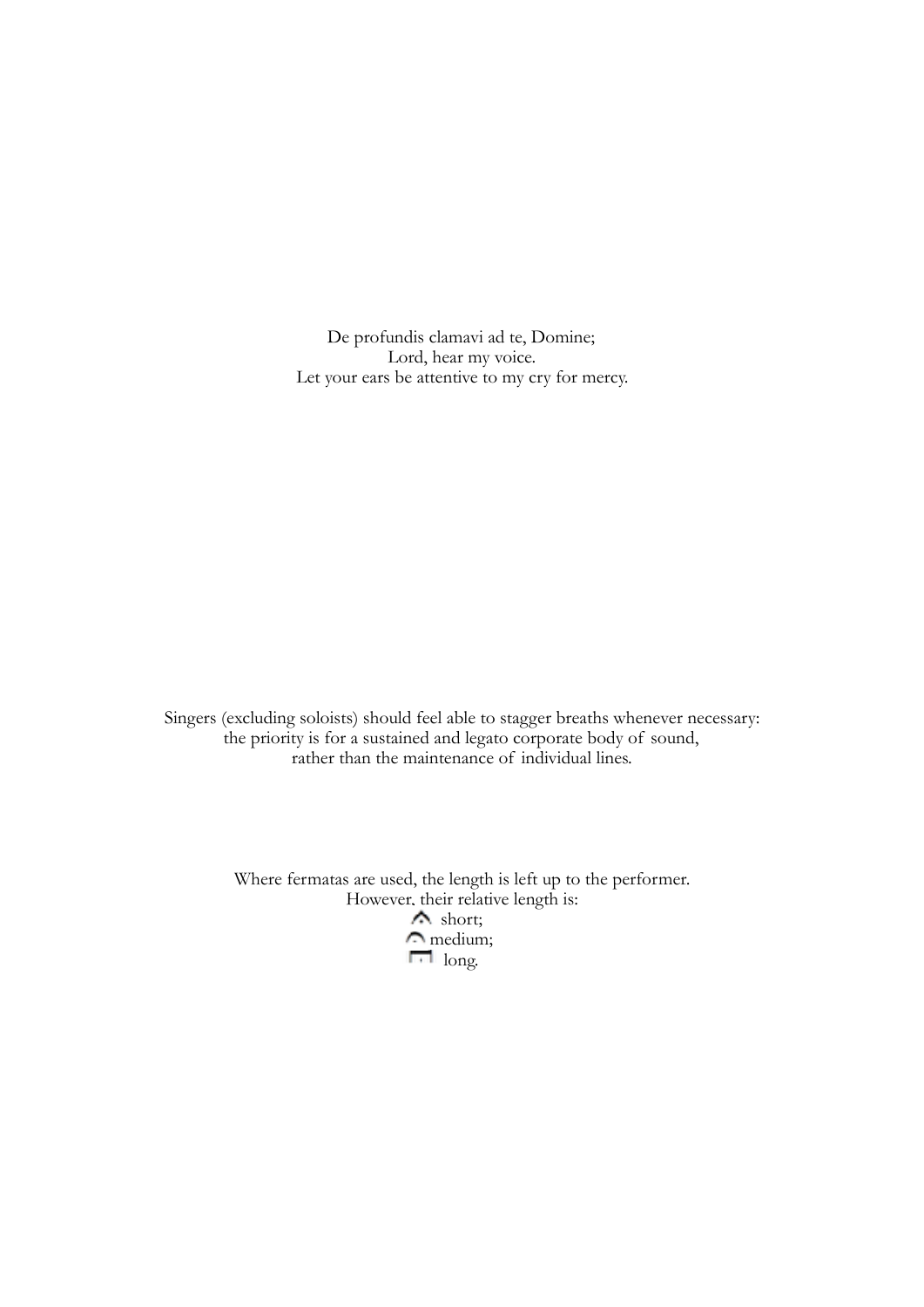De profundis clamavi ad te, Domine;
Lord, hear my voice.
Let your ears be attentive to my cry for mercy.

Singers (excluding soloists) should feel able to stagger breaths whenever necessary:
the priority is for a sustained and legato corporate body of sound,
rather than the maintenance of individual lines.

Where fermatas are used, the length is left up to the performer.
However, their relative length is:
𝄐 short;
𝄐 medium;
𝄐 long.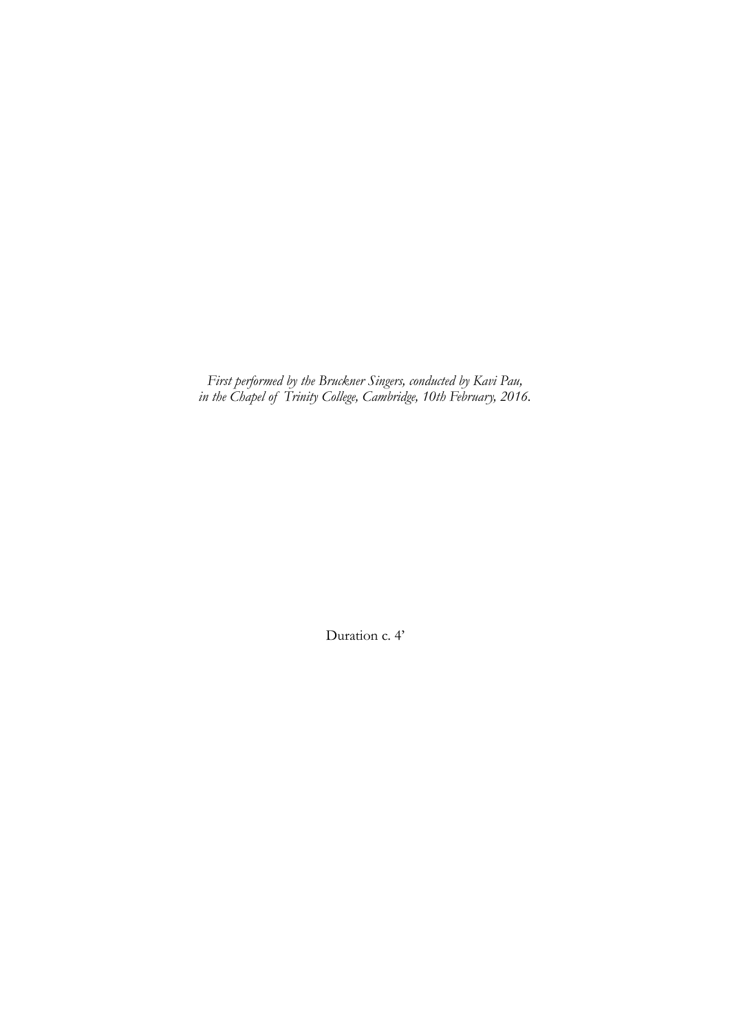*First performed by the Bruckner Singers, conducted by Kavi Pau,*
*in the Chapel of Trinity College, Cambridge, 10th February, 2016.*

Duration c. 4'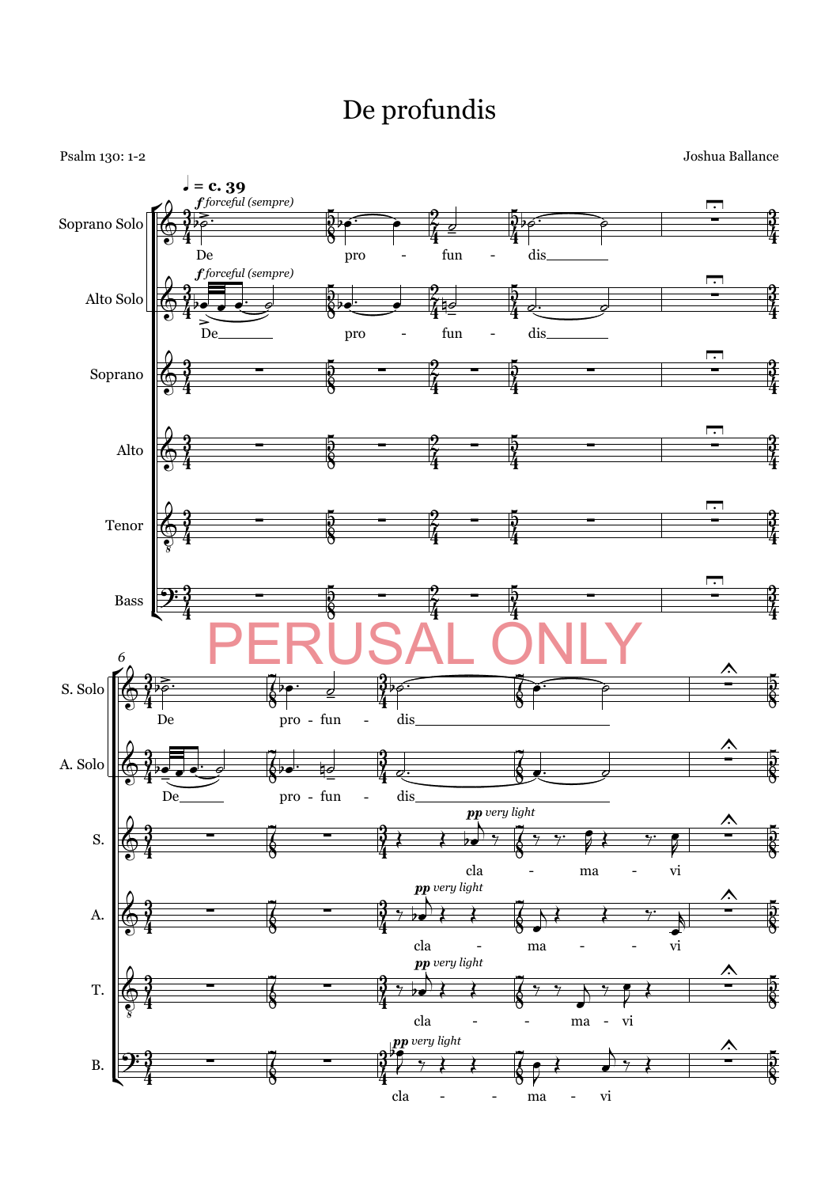# De profundis

Psalm 130: 1-2

Joshua Ballance

♩ = c. 39

*f forceful (sempre)*

Soprano Solo: De pro - fun - dis

Alto Solo: De pro - fun - dis

Soprano

Alto

Tenor

Bass

PERUSAL ONLY

6

S. Solo: De pro - fun - dis

A. Solo: De pro - fun - dis

S.: *pp very light* cla - ma - vi

A.: *pp very light* cla - ma - vi

T.: *pp very light* cla - ma - vi

B.: *pp very light* cla - ma - vi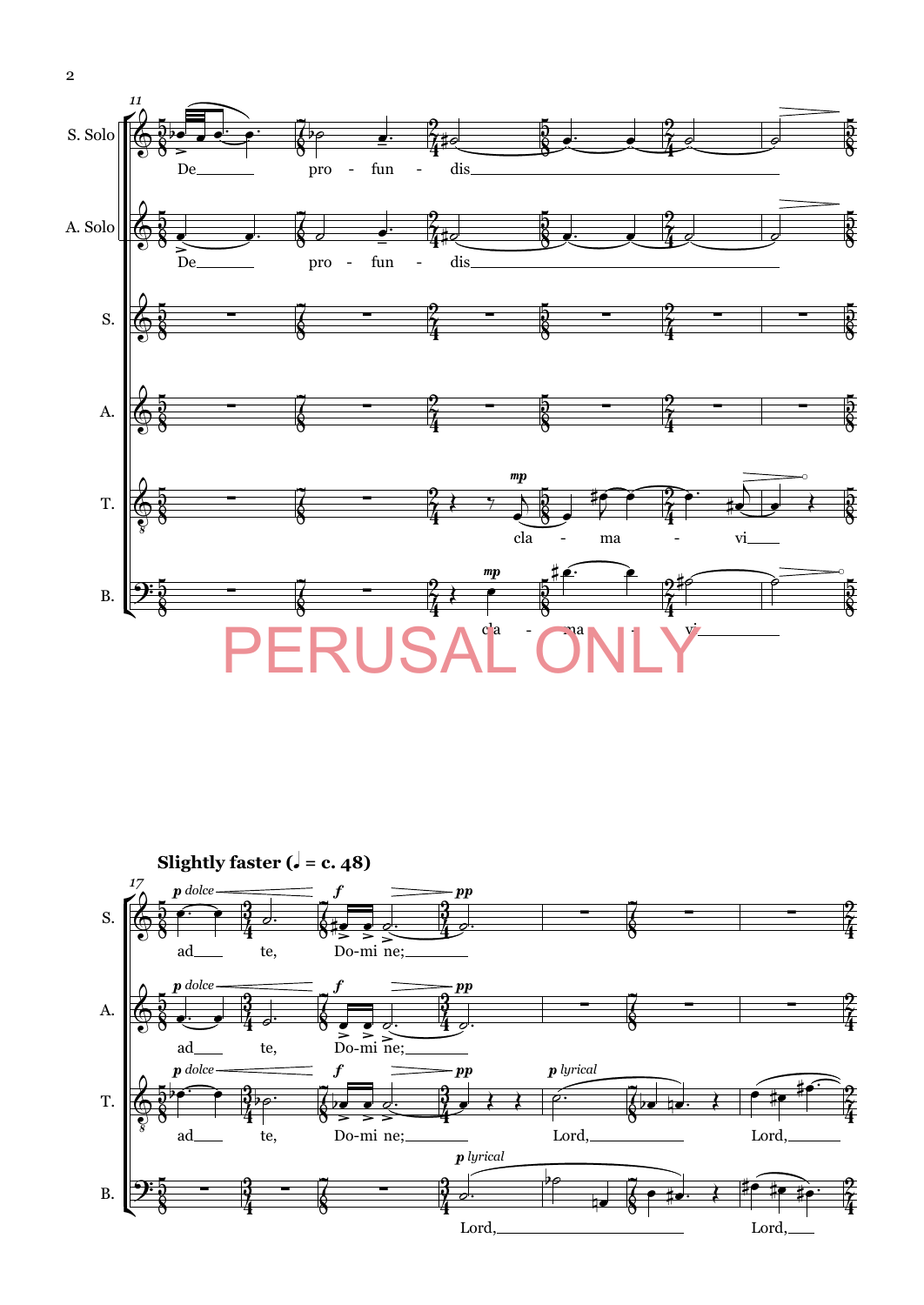**Slightly faster (♩ = c. 48)**

PERUSAL ONLY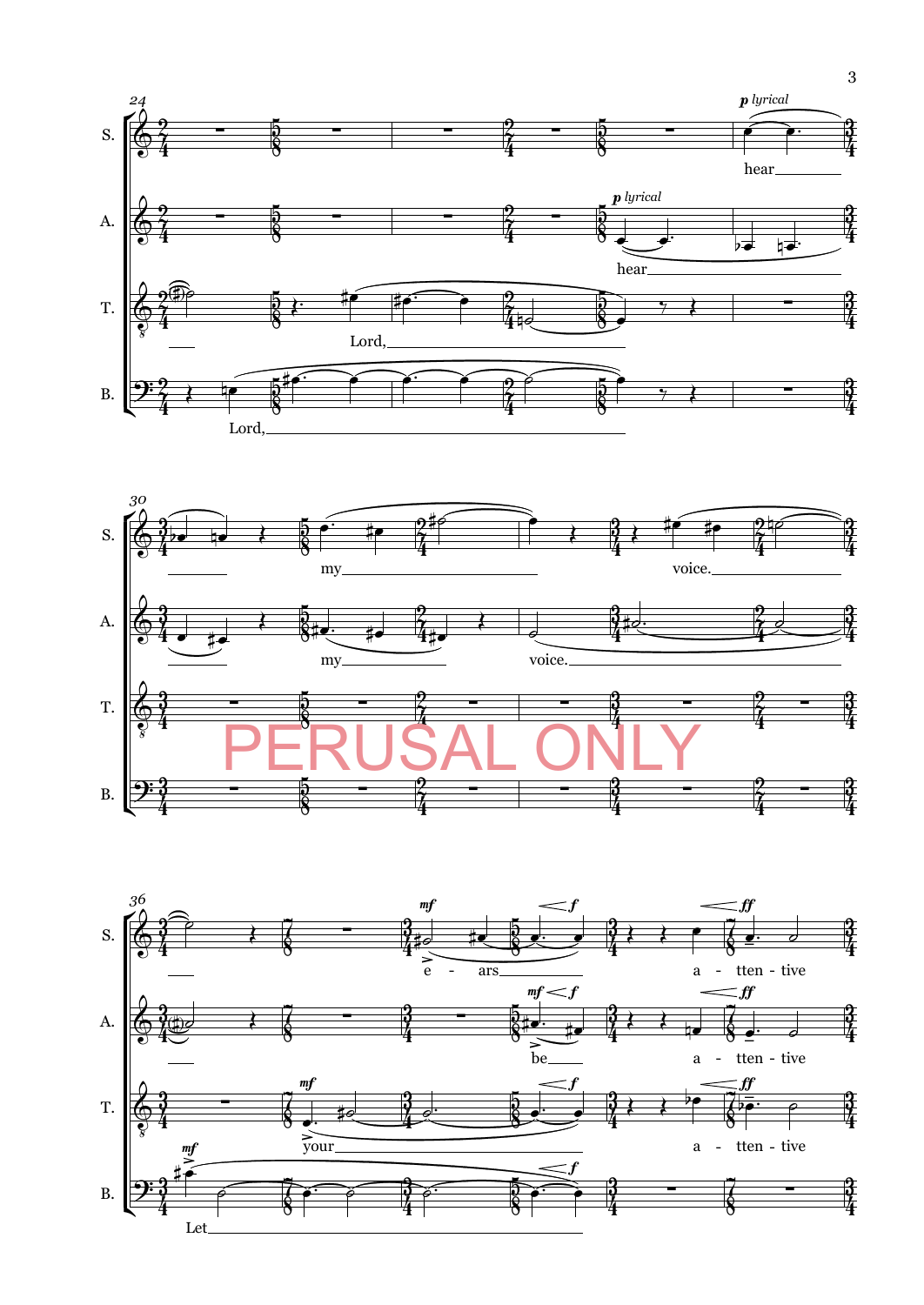24

S. *p lyrical* hear

A. *p lyrical* hear

T. Lord,

B. Lord,

30

S. my voice.

A. my voice.

PERUSAL ONLY

36

S. *mf* e - ars *f* a - tten - tive *ff*

A. *mf* be *f* a - tten - tive *ff*

T. *mf* your *f* a - tten - tive *ff*

B. *mf* Let *f*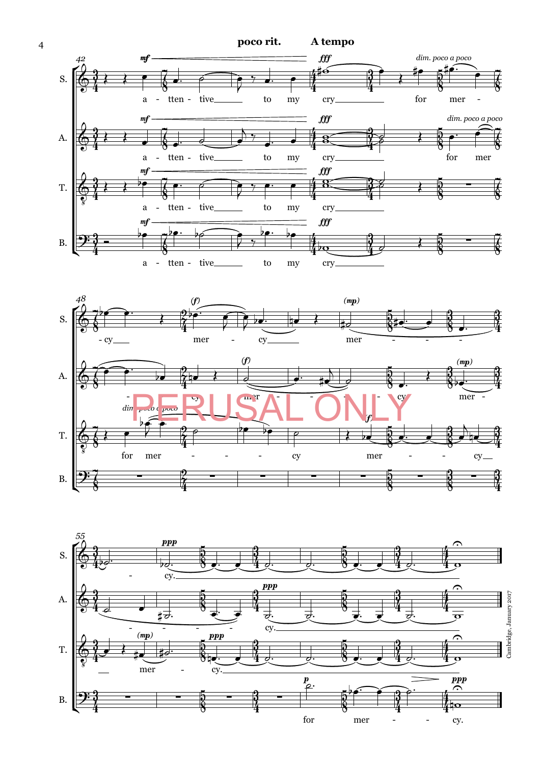poco rit.

A tempo

PERUSAL ONLY

Cambridge, January 2017